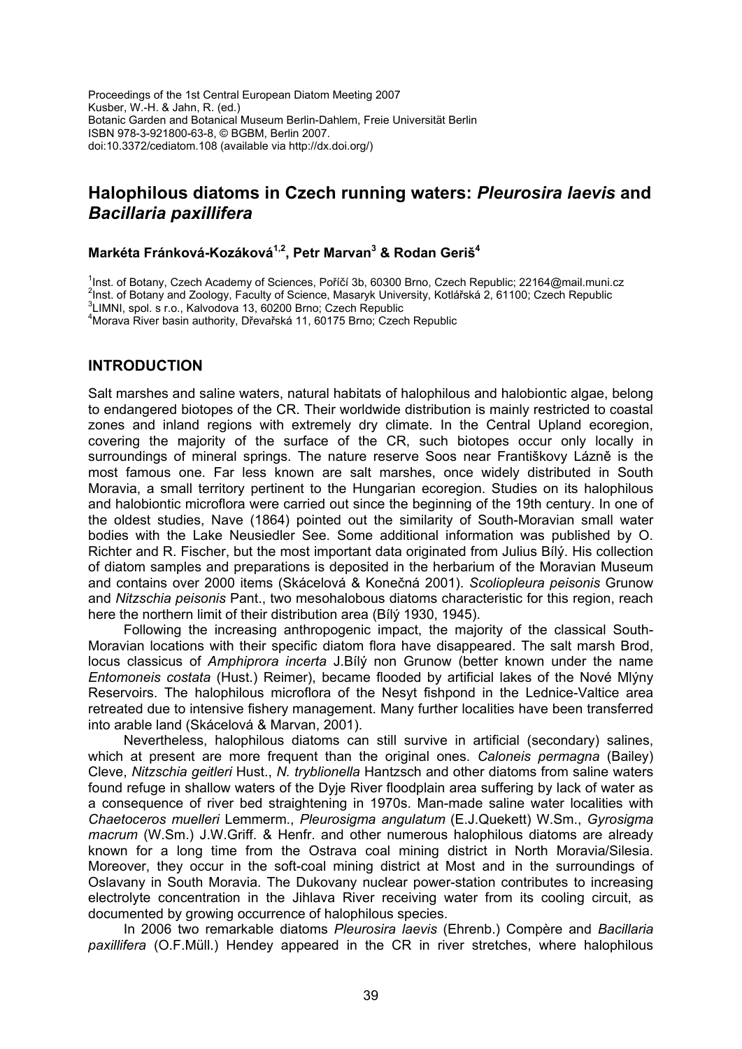Proceedings of the 1st Central European Diatom Meeting 2007
Kusber, W.-H. & Jahn, R. (ed.)
Botanic Garden and Botanical Museum Berlin-Dahlem, Freie Universität Berlin
ISBN 978-3-921800-63-8, © BGBM, Berlin 2007.
doi:10.3372/cediatom.108 (available via http://dx.doi.org/)

# Halophilous diatoms in Czech running waters: *Pleurosira laevis* and *Bacillaria paxillifera*

**Markéta Fránková-Kozáková[1,2], Petr Marvan[3] & Rodan Geriš[4]**

[1]Inst. of Botany, Czech Academy of Sciences, Poříčí 3b, 60300 Brno, Czech Republic; 22164@mail.muni.cz
[2]Inst. of Botany and Zoology, Faculty of Science, Masaryk University, Kotlářská 2, 61100; Czech Republic
[3]LIMNI, spol. s r.o., Kalvodova 13, 60200 Brno; Czech Republic
[4]Morava River basin authority, Dřevařská 11, 60175 Brno; Czech Republic

## INTRODUCTION

Salt marshes and saline waters, natural habitats of halophilous and halobiontic algae, belong to endangered biotopes of the CR. Their worldwide distribution is mainly restricted to coastal zones and inland regions with extremely dry climate. In the Central Upland ecoregion, covering the majority of the surface of the CR, such biotopes occur only locally in surroundings of mineral springs. The nature reserve Soos near Františkovy Lázně is the most famous one. Far less known are salt marshes, once widely distributed in South Moravia, a small territory pertinent to the Hungarian ecoregion. Studies on its halophilous and halobiontic microflora were carried out since the beginning of the 19th century. In one of the oldest studies, Nave (1864) pointed out the similarity of South-Moravian small water bodies with the Lake Neusiedler See. Some additional information was published by O. Richter and R. Fischer, but the most important data originated from Julius Bílý. His collection of diatom samples and preparations is deposited in the herbarium of the Moravian Museum and contains over 2000 items (Skácelová & Konečná 2001). *Scoliopleura peisonis* Grunow and *Nitzschia peisonis* Pant., two mesohalobous diatoms characteristic for this region, reach here the northern limit of their distribution area (Bílý 1930, 1945).

Following the increasing anthropogenic impact, the majority of the classical South-Moravian locations with their specific diatom flora have disappeared. The salt marsh Brod, locus classicus of *Amphiprora incerta* J.Bílý non Grunow (better known under the name *Entomoneis costata* (Hust.) Reimer), became flooded by artificial lakes of the Nové Mlýny Reservoirs. The halophilous microflora of the Nesyt fishpond in the Lednice-Valtice area retreated due to intensive fishery management. Many further localities have been transferred into arable land (Skácelová & Marvan, 2001).

Nevertheless, halophilous diatoms can still survive in artificial (secondary) salines, which at present are more frequent than the original ones. *Caloneis permagna* (Bailey) Cleve, *Nitzschia geitleri* Hust., *N. tryblionella* Hantzsch and other diatoms from saline waters found refuge in shallow waters of the Dyje River floodplain area suffering by lack of water as a consequence of river bed straightening in 1970s. Man-made saline water localities with *Chaetoceros muelleri* Lemmerm., *Pleurosigma angulatum* (E.J.Quekett) W.Sm., *Gyrosigma macrum* (W.Sm.) J.W.Griff. & Henfr. and other numerous halophilous diatoms are already known for a long time from the Ostrava coal mining district in North Moravia/Silesia. Moreover, they occur in the soft-coal mining district at Most and in the surroundings of Oslavany in South Moravia. The Dukovany nuclear power-station contributes to increasing electrolyte concentration in the Jihlava River receiving water from its cooling circuit, as documented by growing occurrence of halophilous species.

In 2006 two remarkable diatoms *Pleurosira laevis* (Ehrenb.) Compère and *Bacillaria paxillifera* (O.F.Müll.) Hendey appeared in the CR in river stretches, where halophilous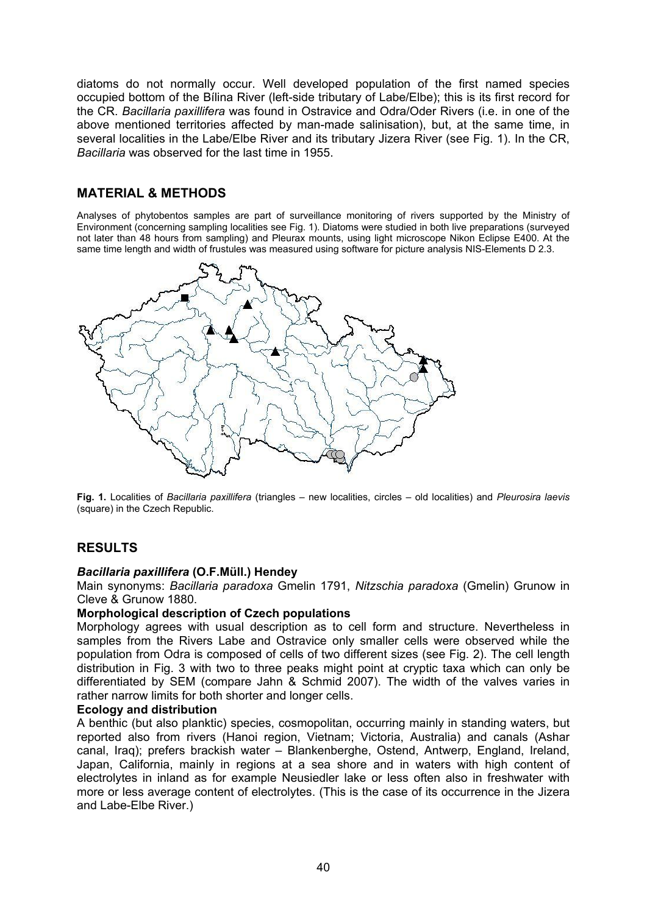diatoms do not normally occur. Well developed population of the first named species occupied bottom of the Bílina River (left-side tributary of Labe/Elbe); this is its first record for the CR. *Bacillaria paxillifera* was found in Ostravice and Odra/Oder Rivers (i.e. in one of the above mentioned territories affected by man-made salinisation), but, at the same time, in several localities in the Labe/Elbe River and its tributary Jizera River (see Fig. 1). In the CR, *Bacillaria* was observed for the last time in 1955.

## MATERIAL & METHODS

Analyses of phytobentos samples are part of surveillance monitoring of rivers supported by the Ministry of Environment (concerning sampling localities see Fig. 1). Diatoms were studied in both live preparations (surveyed not later than 48 hours from sampling) and Pleurax mounts, using light microscope Nikon Eclipse E400. At the same time length and width of frustules was measured using software for picture analysis NIS-Elements D 2.3.

**Fig. 1.** Localities of *Bacillaria paxillifera* (triangles – new localities, circles – old localities) and *Pleurosira laevis* (square) in the Czech Republic.

## RESULTS

### *Bacillaria paxillifera* (O.F.Müll.) Hendey

Main synonyms: *Bacillaria paradoxa* Gmelin 1791, *Nitzschia paradoxa* (Gmelin) Grunow in Cleve & Grunow 1880.

**Morphological description of Czech populations**

Morphology agrees with usual description as to cell form and structure. Nevertheless in samples from the Rivers Labe and Ostravice only smaller cells were observed while the population from Odra is composed of cells of two different sizes (see Fig. 2). The cell length distribution in Fig. 3 with two to three peaks might point at cryptic taxa which can only be differentiated by SEM (compare Jahn & Schmid 2007). The width of the valves varies in rather narrow limits for both shorter and longer cells.

**Ecology and distribution**

A benthic (but also planktic) species, cosmopolitan, occurring mainly in standing waters, but reported also from rivers (Hanoi region, Vietnam; Victoria, Australia) and canals (Ashar canal, Iraq); prefers brackish water – Blankenberghe, Ostend, Antwerp, England, Ireland, Japan, California, mainly in regions at a sea shore and in waters with high content of electrolytes in inland as for example Neusiedler lake or less often also in freshwater with more or less average content of electrolytes. (This is the case of its occurrence in the Jizera and Labe-Elbe River.)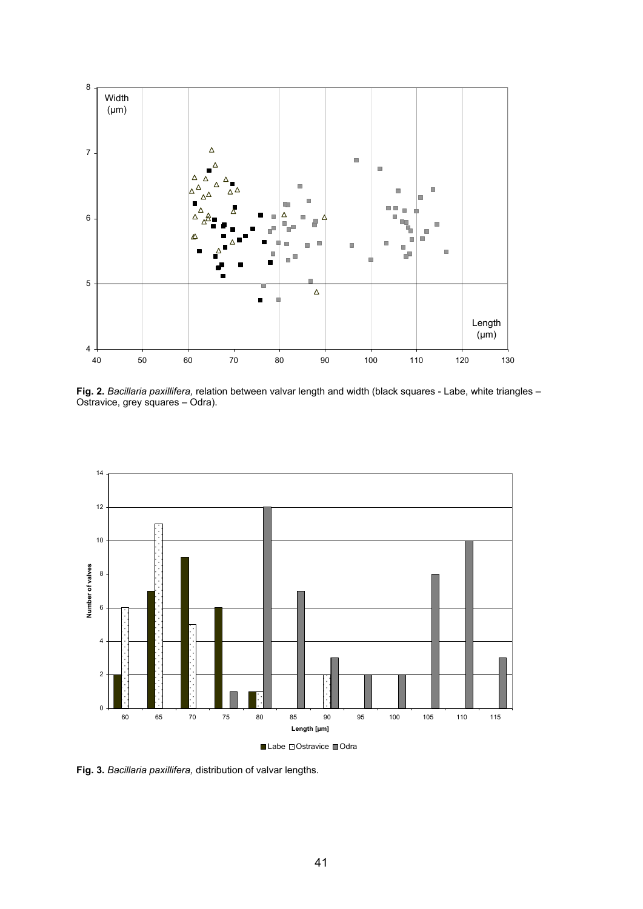**Fig. 2.** *Bacillaria paxillifera,* relation between valvar length and width (black squares - Labe, white triangles – Ostravice, grey squares – Odra).

**Fig. 3.** *Bacillaria paxillifera,* distribution of valvar lengths.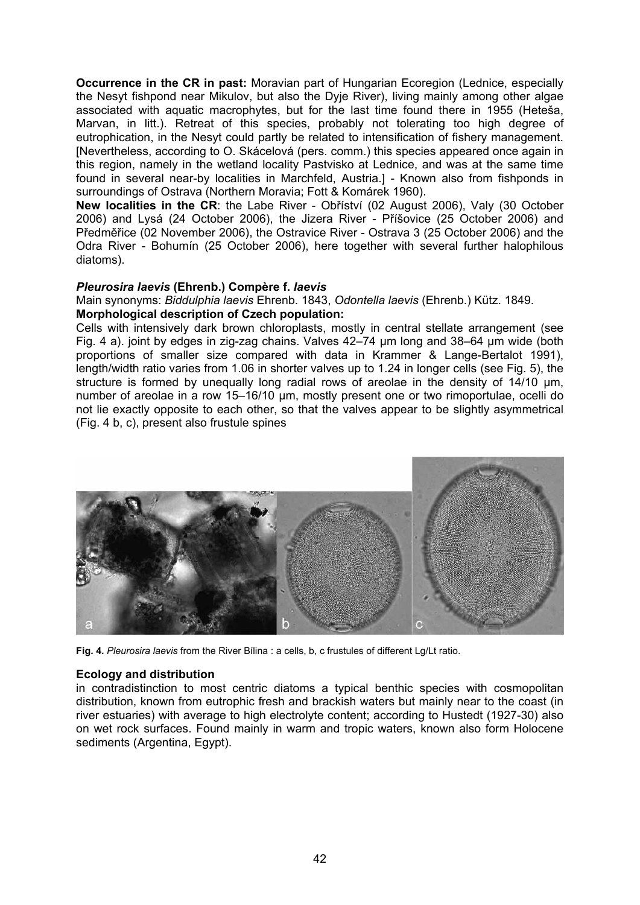**Occurrence in the CR in past:** Moravian part of Hungarian Ecoregion (Lednice, especially the Nesyt fishpond near Mikulov, but also the Dyje River), living mainly among other algae associated with aquatic macrophytes, but for the last time found there in 1955 (Heteša, Marvan, in litt.). Retreat of this species, probably not tolerating too high degree of eutrophication, in the Nesyt could partly be related to intensification of fishery management. [Nevertheless, according to O. Skácelová (pers. comm.) this species appeared once again in this region, namely in the wetland locality Pastvisko at Lednice, and was at the same time found in several near-by localities in Marchfeld, Austria.] - Known also from fishponds in surroundings of Ostrava (Northern Moravia; Fott & Komárek 1960).

**New localities in the CR**: the Labe River - Obříství (02 August 2006), Valy (30 October 2006) and Lysá (24 October 2006), the Jizera River - Příšovice (25 October 2006) and Předměřice (02 November 2006), the Ostravice River - Ostrava 3 (25 October 2006) and the Odra River - Bohumín (25 October 2006), here together with several further halophilous diatoms).

### *Pleurosira laevis* (Ehrenb.) Compère f. *laevis*

Main synonyms: *Biddulphia laevis* Ehrenb. 1843, *Odontella laevis* (Ehrenb.) Kütz. 1849.

**Morphological description of Czech population:**

Cells with intensively dark brown chloroplasts, mostly in central stellate arrangement (see Fig. 4 a). joint by edges in zig-zag chains. Valves 42–74 µm long and 38–64 µm wide (both proportions of smaller size compared with data in Krammer & Lange-Bertalot 1991), length/width ratio varies from 1.06 in shorter valves up to 1.24 in longer cells (see Fig. 5), the structure is formed by unequally long radial rows of areolae in the density of 14/10 µm, number of areolae in a row 15–16/10 µm, mostly present one or two rimoportulae, ocelli do not lie exactly opposite to each other, so that the valves appear to be slightly asymmetrical (Fig. 4 b, c), present also frustule spines

**Fig. 4.** *Pleurosira laevis* from the River Bílina : a cells, b, c frustules of different Lg/Lt ratio.

**Ecology and distribution**

in contradistinction to most centric diatoms a typical benthic species with cosmopolitan distribution, known from eutrophic fresh and brackish waters but mainly near to the coast (in river estuaries) with average to high electrolyte content; according to Hustedt (1927-30) also on wet rock surfaces. Found mainly in warm and tropic waters, known also form Holocene sediments (Argentina, Egypt).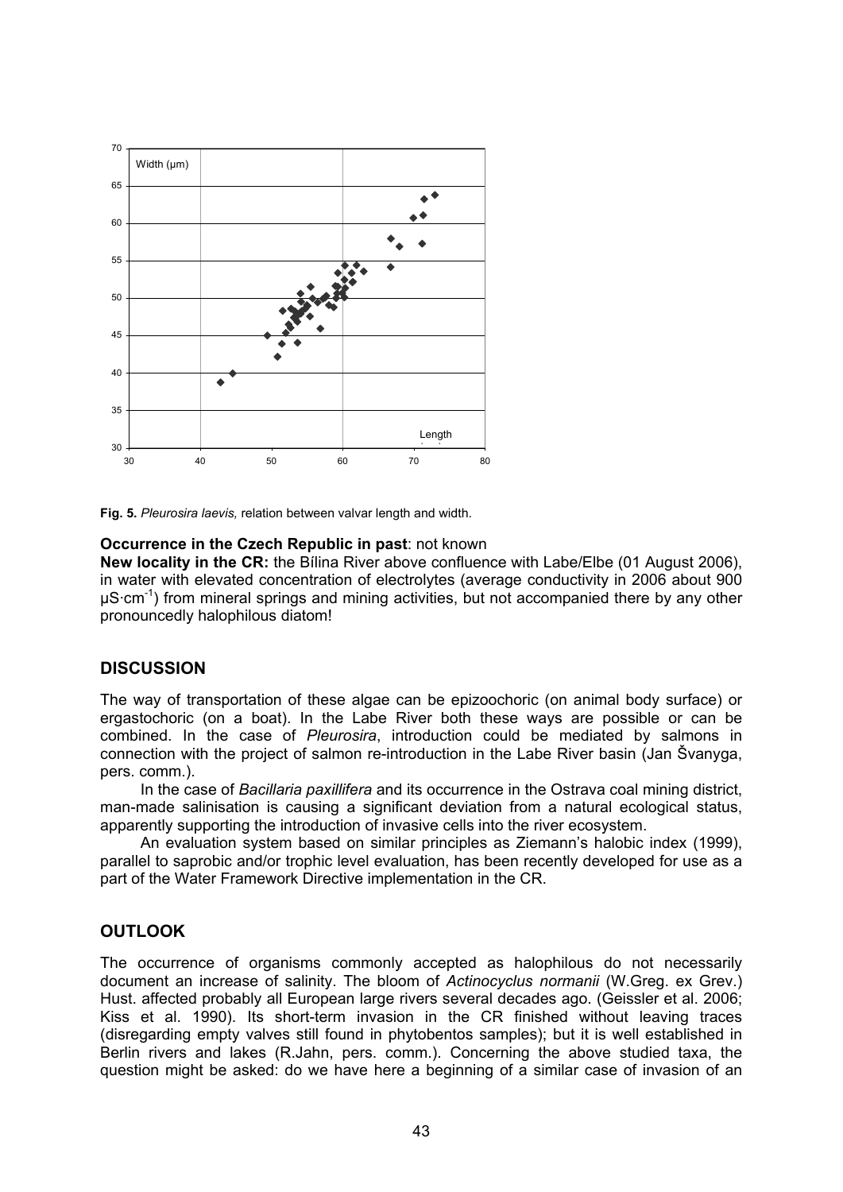Fig. 5. *Pleurosira laevis,* relation between valvar length and width.

**Occurrence in the Czech Republic in past**: not known

**New locality in the CR:** the Bílina River above confluence with Labe/Elbe (01 August 2006), in water with elevated concentration of electrolytes (average conductivity in 2006 about 900 $\mu S \cdot cm^{-1}$) from mineral springs and mining activities, but not accompanied there by any other pronouncedly halophilous diatom!

## DISCUSSION

The way of transportation of these algae can be epizoochoric (on animal body surface) or ergastochoric (on a boat). In the Labe River both these ways are possible or can be combined. In the case of *Pleurosira*, introduction could be mediated by salmons in connection with the project of salmon re-introduction in the Labe River basin (Jan Švanyga, pers. comm.).

In the case of *Bacillaria paxillifera* and its occurrence in the Ostrava coal mining district, man-made salinisation is causing a significant deviation from a natural ecological status, apparently supporting the introduction of invasive cells into the river ecosystem.

An evaluation system based on similar principles as Ziemann's halobic index (1999), parallel to saprobic and/or trophic level evaluation, has been recently developed for use as a part of the Water Framework Directive implementation in the CR.

## OUTLOOK

The occurrence of organisms commonly accepted as halophilous do not necessarily document an increase of salinity. The bloom of *Actinocyclus normanii* (W.Greg. ex Grev.) Hust. affected probably all European large rivers several decades ago. (Geissler et al. 2006; Kiss et al. 1990). Its short-term invasion in the CR finished without leaving traces (disregarding empty valves still found in phytobentos samples); but it is well established in Berlin rivers and lakes (R.Jahn, pers. comm.). Concerning the above studied taxa, the question might be asked: do we have here a beginning of a similar case of invasion of an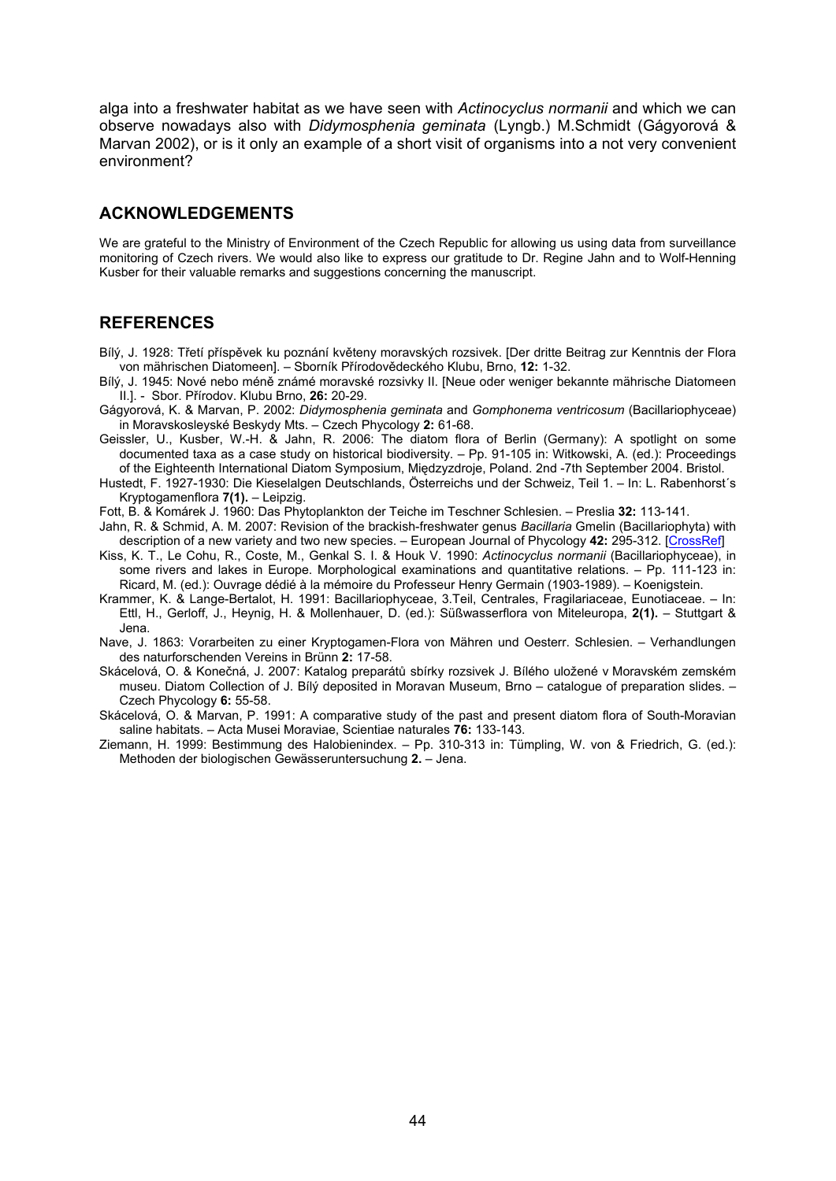alga into a freshwater habitat as we have seen with *Actinocyclus normanii* and which we can observe nowadays also with *Didymosphenia geminata* (Lyngb.) M.Schmidt (Gágyorová & Marvan 2002), or is it only an example of a short visit of organisms into a not very convenient environment?

## ACKNOWLEDGEMENTS

We are grateful to the Ministry of Environment of the Czech Republic for allowing us using data from surveillance monitoring of Czech rivers. We would also like to express our gratitude to Dr. Regine Jahn and to Wolf-Henning Kusber for their valuable remarks and suggestions concerning the manuscript.

## REFERENCES

Bílý, J. 1928: Třetí příspěvek ku poznání květeny moravských rozsivek. [Der dritte Beitrag zur Kenntnis der Flora von mährischen Diatomeen]. – Sborník Přírodovědeckého Klubu, Brno, **12:** 1-32.

Bílý, J. 1945: Nové nebo méně známé moravské rozsivky II. [Neue oder weniger bekannte mährische Diatomeen II.]. - Sbor. Přírodov. Klubu Brno, **26:** 20-29.

Gágyorová, K. & Marvan, P. 2002: *Didymosphenia geminata* and *Gomphonema ventricosum* (Bacillariophyceae) in Moravskosleyské Beskydy Mts. – Czech Phycology **2:** 61-68.

Geissler, U., Kusber, W.-H. & Jahn, R. 2006: The diatom flora of Berlin (Germany): A spotlight on some documented taxa as a case study on historical biodiversity. – Pp. 91-105 in: Witkowski, A. (ed.): Proceedings of the Eighteenth International Diatom Symposium, Międzyzdroje, Poland. 2nd -7th September 2004. Bristol.

Hustedt, F. 1927-1930: Die Kieselalgen Deutschlands, Österreichs und der Schweiz, Teil 1. – In: L. Rabenhorst´s Kryptogamenflora **7(1).** – Leipzig.

Fott, B. & Komárek J. 1960: Das Phytoplankton der Teiche im Teschner Schlesien. – Preslia **32:** 113-141.

Jahn, R. & Schmid, A. M. 2007: Revision of the brackish-freshwater genus *Bacillaria* Gmelin (Bacillariophyta) with description of a new variety and two new species. – European Journal of Phycology **42:** 295-312. [CrossRef]

Kiss, K. T., Le Cohu, R., Coste, M., Genkal S. I. & Houk V. 1990: *Actinocyclus normanii* (Bacillariophyceae), in some rivers and lakes in Europe. Morphological examinations and quantitative relations. – Pp. 111-123 in: Ricard, M. (ed.): Ouvrage dédié à la mémoire du Professeur Henry Germain (1903-1989). – Koenigstein.

Krammer, K. & Lange-Bertalot, H. 1991: Bacillariophyceae, 3.Teil, Centrales, Fragilariaceae, Eunotiaceae. – In: Ettl, H., Gerloff, J., Heynig, H. & Mollenhauer, D. (ed.): Süßwasserflora von Miteleuropa, **2(1).** – Stuttgart & Jena.

Nave, J. 1863: Vorarbeiten zu einer Kryptogamen-Flora von Mähren und Oesterr. Schlesien. – Verhandlungen des naturforschenden Vereins in Brünn **2:** 17-58.

Skácelová, O. & Konečná, J. 2007: Katalog preparátů sbírky rozsivek J. Bílého uložené v Moravském zemském museu. Diatom Collection of J. Bílý deposited in Moravan Museum, Brno – catalogue of preparation slides. – Czech Phycology **6:** 55-58.

Skácelová, O. & Marvan, P. 1991: A comparative study of the past and present diatom flora of South-Moravian saline habitats. – Acta Musei Moraviae, Scientiae naturales **76:** 133-143.

Ziemann, H. 1999: Bestimmung des Halobienindex. – Pp. 310-313 in: Tümpling, W. von & Friedrich, G. (ed.): Methoden der biologischen Gewässeruntersuchung **2.** – Jena.